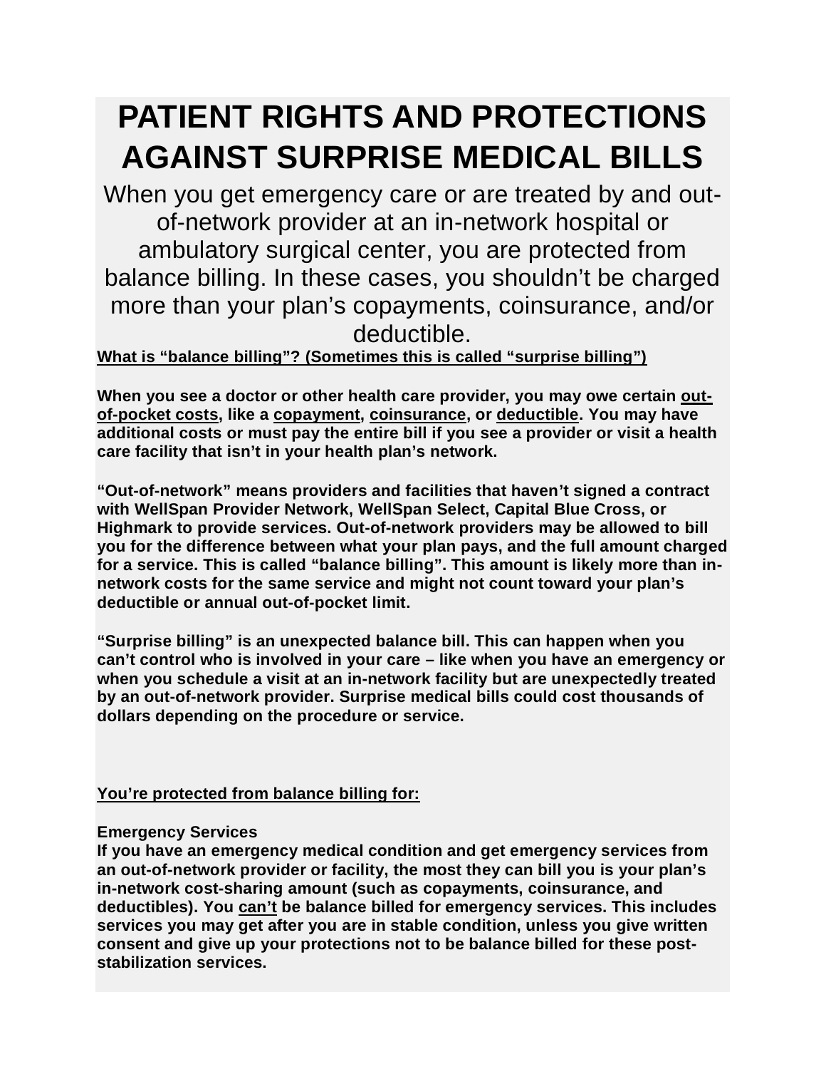# PATIENT RIGHTS AND PROTECTIONS AGAINST SURPRISE MEDICAL BILLS

When you get emergency care or are treated by and out-of-network provider at an in-network hospital or ambulatory surgical center, you are protected from balance billing. In these cases, you shouldn't be charged more than your plan's copayments, coinsurance, and/or deductible.

**What is "balance billing"? (Sometimes this is called "surprise billing")**

**When you see a doctor or other health care provider, you may owe certain out-of-pocket costs, like a copayment, coinsurance, or deductible. You may have additional costs or must pay the entire bill if you see a provider or visit a health care facility that isn't in your health plan's network.**

**"Out-of-network" means providers and facilities that haven't signed a contract with WellSpan Provider Network, WellSpan Select, Capital Blue Cross, or Highmark to provide services. Out-of-network providers may be allowed to bill you for the difference between what your plan pays, and the full amount charged for a service. This is called "balance billing". This amount is likely more than in-network costs for the same service and might not count toward your plan's deductible or annual out-of-pocket limit.**

**"Surprise billing" is an unexpected balance bill. This can happen when you can't control who is involved in your care – like when you have an emergency or when you schedule a visit at an in-network facility but are unexpectedly treated by an out-of-network provider. Surprise medical bills could cost thousands of dollars depending on the procedure or service.**

**You're protected from balance billing for:**

**Emergency Services**

**If you have an emergency medical condition and get emergency services from an out-of-network provider or facility, the most they can bill you is your plan's in-network cost-sharing amount (such as copayments, coinsurance, and deductibles). You can't be balance billed for emergency services. This includes services you may get after you are in stable condition, unless you give written consent and give up your protections not to be balance billed for these post-stabilization services.**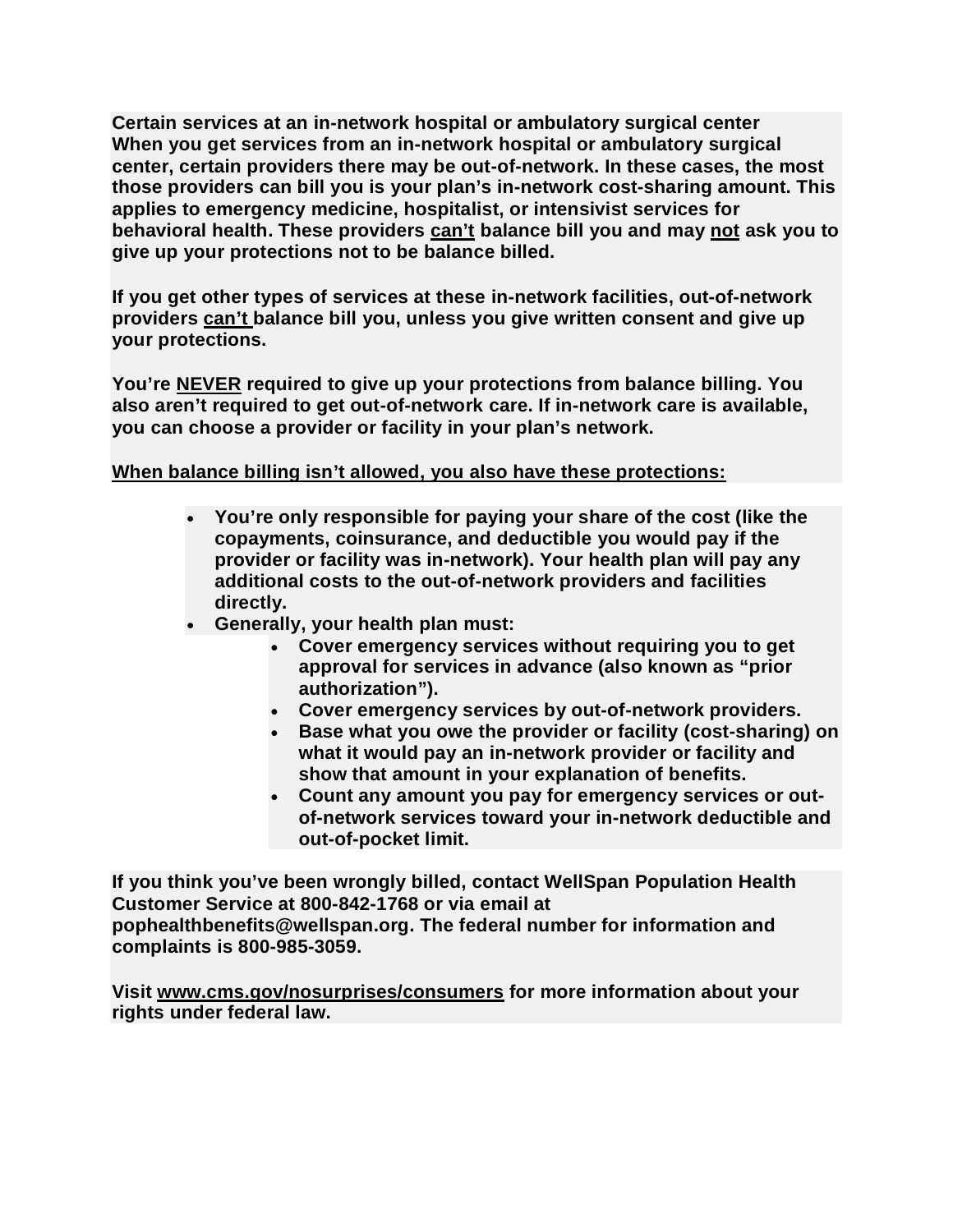**Certain services at an in-network hospital or ambulatory surgical center**
**When you get services from an in-network hospital or ambulatory surgical center, certain providers there may be out-of-network. In these cases, the most those providers can bill you is your plan's in-network cost-sharing amount. This applies to emergency medicine, hospitalist, or intensivist services for behavioral health. These providers <u>can't</u> balance bill you and may <u>not</u> ask you to give up your protections not to be balance billed.**

**If you get other types of services at these in-network facilities, out-of-network providers <u>can't</u> balance bill you, unless you give written consent and give up your protections.**

**You're <u>NEVER</u> required to give up your protections from balance billing. You also aren't required to get out-of-network care. If in-network care is available, you can choose a provider or facility in your plan's network.**

**<u>When balance billing isn't allowed, you also have these protections:</u>**

- **You're only responsible for paying your share of the cost (like the copayments, coinsurance, and deductible you would pay if the provider or facility was in-network). Your health plan will pay any additional costs to the out-of-network providers and facilities directly.**
- **Generally, your health plan must:**
  - **Cover emergency services without requiring you to get approval for services in advance (also known as "prior authorization").**
  - **Cover emergency services by out-of-network providers.**
  - **Base what you owe the provider or facility (cost-sharing) on what it would pay an in-network provider or facility and show that amount in your explanation of benefits.**
  - **Count any amount you pay for emergency services or out-of-network services toward your in-network deductible and out-of-pocket limit.**

**If you think you've been wrongly billed, contact WellSpan Population Health Customer Service at 800-842-1768 or via email at pophealthbenefits@wellspan.org. The federal number for information and complaints is 800-985-3059.**

**Visit <u>www.cms.gov/nosurprises/consumers</u> for more information about your rights under federal law.**